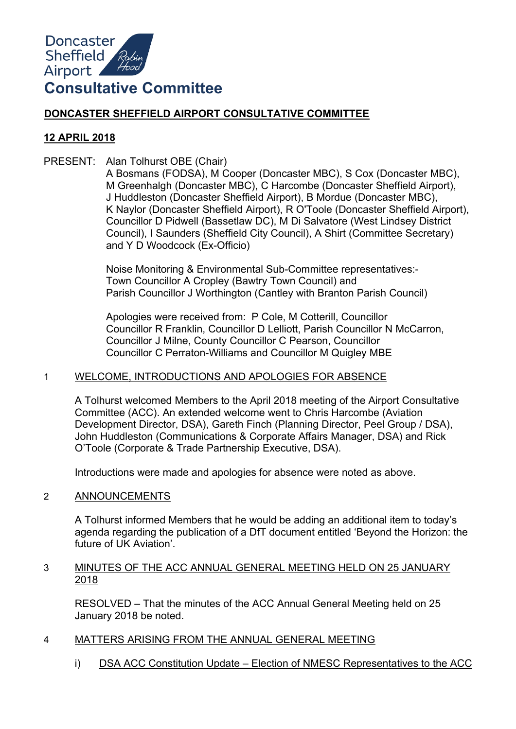Doncaster Sheffield Airport

**Consultative Committee**

**DONCASTER SHEFFIELD AIRPORT CONSULTATIVE COMMITTEE**

**12 APRIL 2018**

PRESENT: Alan Tolhurst OBE (Chair)
A Bosmans (FODSA), M Cooper (Doncaster MBC), S Cox (Doncaster MBC), M Greenhalgh (Doncaster MBC), C Harcombe (Doncaster Sheffield Airport), J Huddleston (Doncaster Sheffield Airport), B Mordue (Doncaster MBC), K Naylor (Doncaster Sheffield Airport), R O'Toole (Doncaster Sheffield Airport), Councillor D Pidwell (Bassetlaw DC), M Di Salvatore (West Lindsey District Council), I Saunders (Sheffield City Council), A Shirt (Committee Secretary) and Y D Woodcock (Ex-Officio)

Noise Monitoring & Environmental Sub-Committee representatives:-
Town Councillor A Cropley (Bawtry Town Council) and
Parish Councillor J Worthington (Cantley with Branton Parish Council)

Apologies were received from: P Cole, M Cotterill, Councillor Councillor R Franklin, Councillor D Lelliott, Parish Councillor N McCarron, Councillor J Milne, County Councillor C Pearson, Councillor Councillor C Perraton-Williams and Councillor M Quigley MBE

1 WELCOME, INTRODUCTIONS AND APOLOGIES FOR ABSENCE

A Tolhurst welcomed Members to the April 2018 meeting of the Airport Consultative Committee (ACC). An extended welcome went to Chris Harcombe (Aviation Development Director, DSA), Gareth Finch (Planning Director, Peel Group / DSA), John Huddleston (Communications & Corporate Affairs Manager, DSA) and Rick O'Toole (Corporate & Trade Partnership Executive, DSA).

Introductions were made and apologies for absence were noted as above.

2 ANNOUNCEMENTS

A Tolhurst informed Members that he would be adding an additional item to today's agenda regarding the publication of a DfT document entitled 'Beyond the Horizon: the future of UK Aviation'.

3 MINUTES OF THE ACC ANNUAL GENERAL MEETING HELD ON 25 JANUARY 2018

RESOLVED – That the minutes of the ACC Annual General Meeting held on 25 January 2018 be noted.

4 MATTERS ARISING FROM THE ANNUAL GENERAL MEETING

i) DSA ACC Constitution Update – Election of NMESC Representatives to the ACC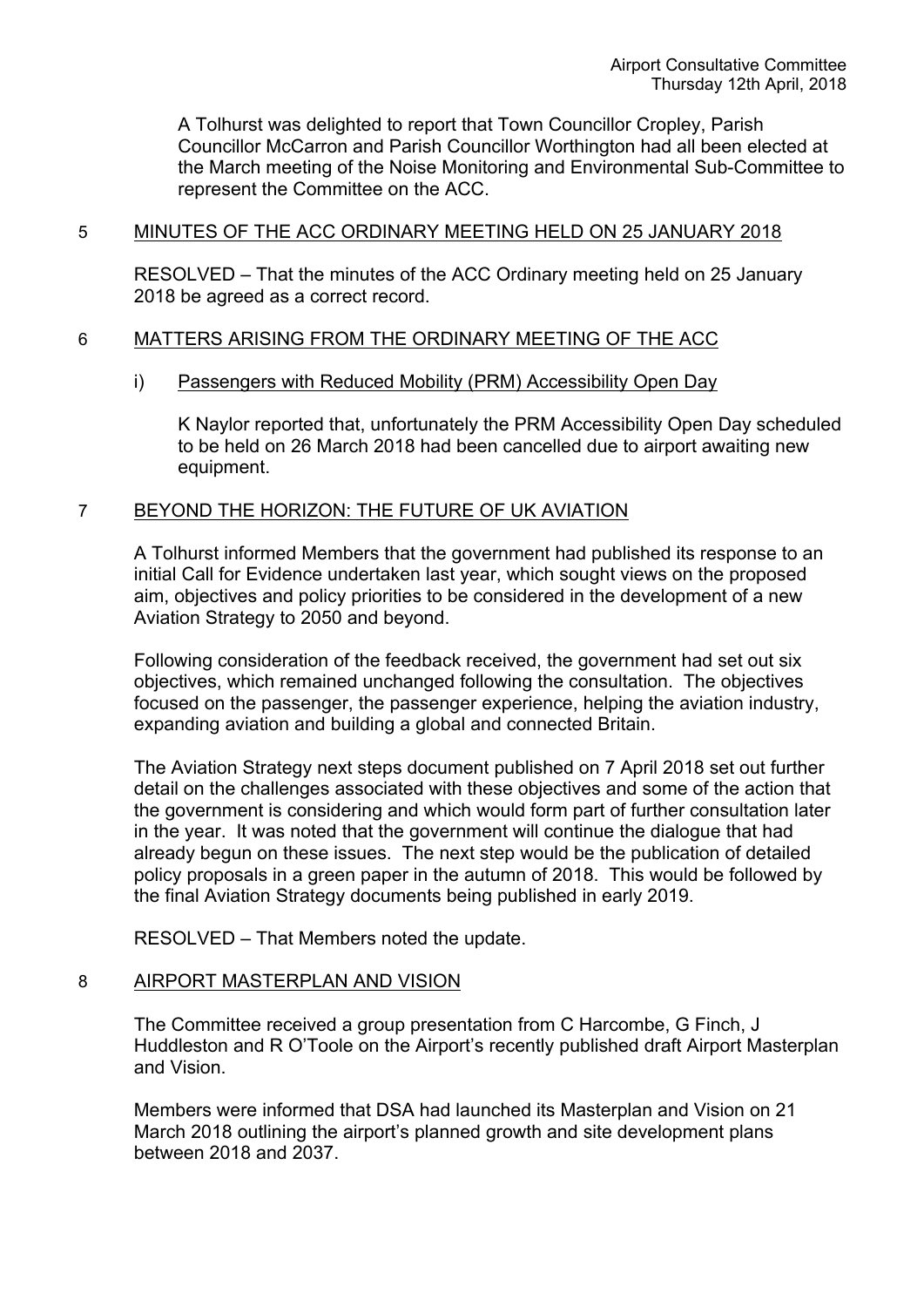A Tolhurst was delighted to report that Town Councillor Cropley, Parish Councillor McCarron and Parish Councillor Worthington had all been elected at the March meeting of the Noise Monitoring and Environmental Sub-Committee to represent the Committee on the ACC.

## 5 MINUTES OF THE ACC ORDINARY MEETING HELD ON 25 JANUARY 2018

RESOLVED – That the minutes of the ACC Ordinary meeting held on 25 January 2018 be agreed as a correct record.

## 6 MATTERS ARISING FROM THE ORDINARY MEETING OF THE ACC

### i) Passengers with Reduced Mobility (PRM) Accessibility Open Day

K Naylor reported that, unfortunately the PRM Accessibility Open Day scheduled to be held on 26 March 2018 had been cancelled due to airport awaiting new equipment.

## 7 BEYOND THE HORIZON: THE FUTURE OF UK AVIATION

A Tolhurst informed Members that the government had published its response to an initial Call for Evidence undertaken last year, which sought views on the proposed aim, objectives and policy priorities to be considered in the development of a new Aviation Strategy to 2050 and beyond.

Following consideration of the feedback received, the government had set out six objectives, which remained unchanged following the consultation. The objectives focused on the passenger, the passenger experience, helping the aviation industry, expanding aviation and building a global and connected Britain.

The Aviation Strategy next steps document published on 7 April 2018 set out further detail on the challenges associated with these objectives and some of the action that the government is considering and which would form part of further consultation later in the year. It was noted that the government will continue the dialogue that had already begun on these issues. The next step would be the publication of detailed policy proposals in a green paper in the autumn of 2018. This would be followed by the final Aviation Strategy documents being published in early 2019.

RESOLVED – That Members noted the update.

## 8 AIRPORT MASTERPLAN AND VISION

The Committee received a group presentation from C Harcombe, G Finch, J Huddleston and R O'Toole on the Airport's recently published draft Airport Masterplan and Vision.

Members were informed that DSA had launched its Masterplan and Vision on 21 March 2018 outlining the airport's planned growth and site development plans between 2018 and 2037.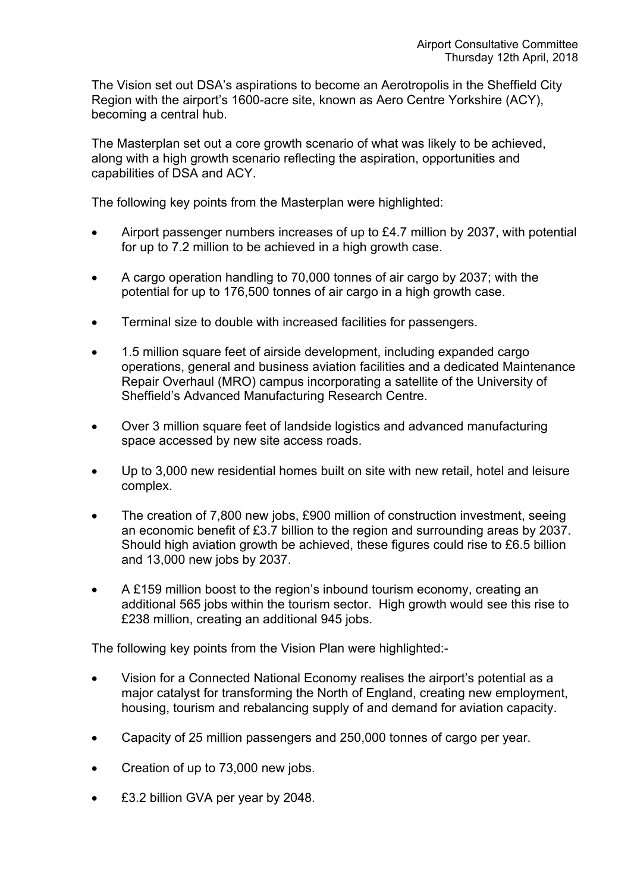The Vision set out DSA's aspirations to become an Aerotropolis in the Sheffield City Region with the airport's 1600-acre site, known as Aero Centre Yorkshire (ACY), becoming a central hub.

The Masterplan set out a core growth scenario of what was likely to be achieved, along with a high growth scenario reflecting the aspiration, opportunities and capabilities of DSA and ACY.

The following key points from the Masterplan were highlighted:

- Airport passenger numbers increases of up to £4.7 million by 2037, with potential for up to 7.2 million to be achieved in a high growth case.
- A cargo operation handling to 70,000 tonnes of air cargo by 2037; with the potential for up to 176,500 tonnes of air cargo in a high growth case.
- Terminal size to double with increased facilities for passengers.
- 1.5 million square feet of airside development, including expanded cargo operations, general and business aviation facilities and a dedicated Maintenance Repair Overhaul (MRO) campus incorporating a satellite of the University of Sheffield's Advanced Manufacturing Research Centre.
- Over 3 million square feet of landside logistics and advanced manufacturing space accessed by new site access roads.
- Up to 3,000 new residential homes built on site with new retail, hotel and leisure complex.
- The creation of 7,800 new jobs, £900 million of construction investment, seeing an economic benefit of £3.7 billion to the region and surrounding areas by 2037. Should high aviation growth be achieved, these figures could rise to £6.5 billion and 13,000 new jobs by 2037.
- A £159 million boost to the region's inbound tourism economy, creating an additional 565 jobs within the tourism sector. High growth would see this rise to £238 million, creating an additional 945 jobs.

The following key points from the Vision Plan were highlighted:-

- Vision for a Connected National Economy realises the airport's potential as a major catalyst for transforming the North of England, creating new employment, housing, tourism and rebalancing supply of and demand for aviation capacity.
- Capacity of 25 million passengers and 250,000 tonnes of cargo per year.
- Creation of up to 73,000 new jobs.
- £3.2 billion GVA per year by 2048.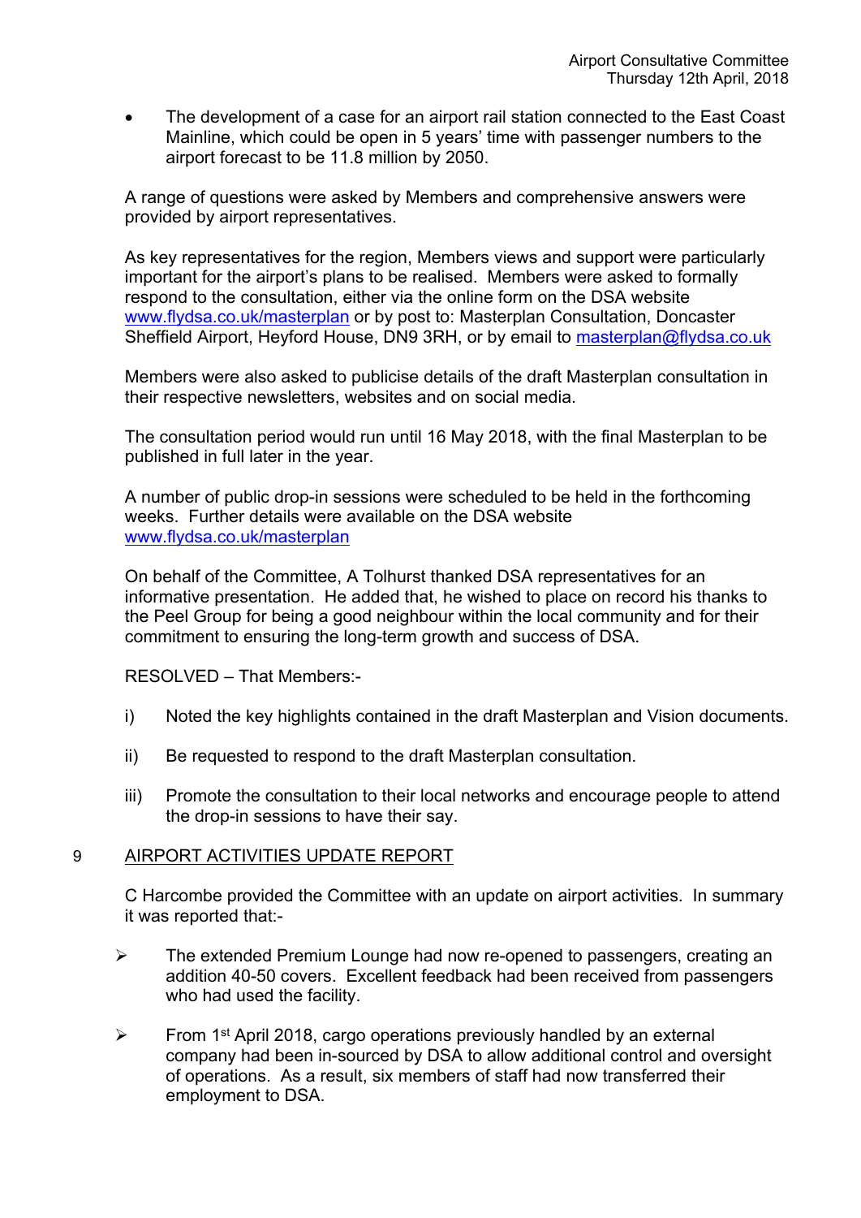- The development of a case for an airport rail station connected to the East Coast Mainline, which could be open in 5 years' time with passenger numbers to the airport forecast to be 11.8 million by 2050.

A range of questions were asked by Members and comprehensive answers were provided by airport representatives.

As key representatives for the region, Members views and support were particularly important for the airport's plans to be realised. Members were asked to formally respond to the consultation, either via the online form on the DSA website www.flydsa.co.uk/masterplan or by post to: Masterplan Consultation, Doncaster Sheffield Airport, Heyford House, DN9 3RH, or by email to masterplan@flydsa.co.uk

Members were also asked to publicise details of the draft Masterplan consultation in their respective newsletters, websites and on social media.

The consultation period would run until 16 May 2018, with the final Masterplan to be published in full later in the year.

A number of public drop-in sessions were scheduled to be held in the forthcoming weeks. Further details were available on the DSA website www.flydsa.co.uk/masterplan

On behalf of the Committee, A Tolhurst thanked DSA representatives for an informative presentation. He added that, he wished to place on record his thanks to the Peel Group for being a good neighbour within the local community and for their commitment to ensuring the long-term growth and success of DSA.

RESOLVED – That Members:-

i) Noted the key highlights contained in the draft Masterplan and Vision documents.

ii) Be requested to respond to the draft Masterplan consultation.

iii) Promote the consultation to their local networks and encourage people to attend the drop-in sessions to have their say.

## 9 AIRPORT ACTIVITIES UPDATE REPORT

C Harcombe provided the Committee with an update on airport activities. In summary it was reported that:-

- The extended Premium Lounge had now re-opened to passengers, creating an addition 40-50 covers. Excellent feedback had been received from passengers who had used the facility.

- From 1st April 2018, cargo operations previously handled by an external company had been in-sourced by DSA to allow additional control and oversight of operations. As a result, six members of staff had now transferred their employment to DSA.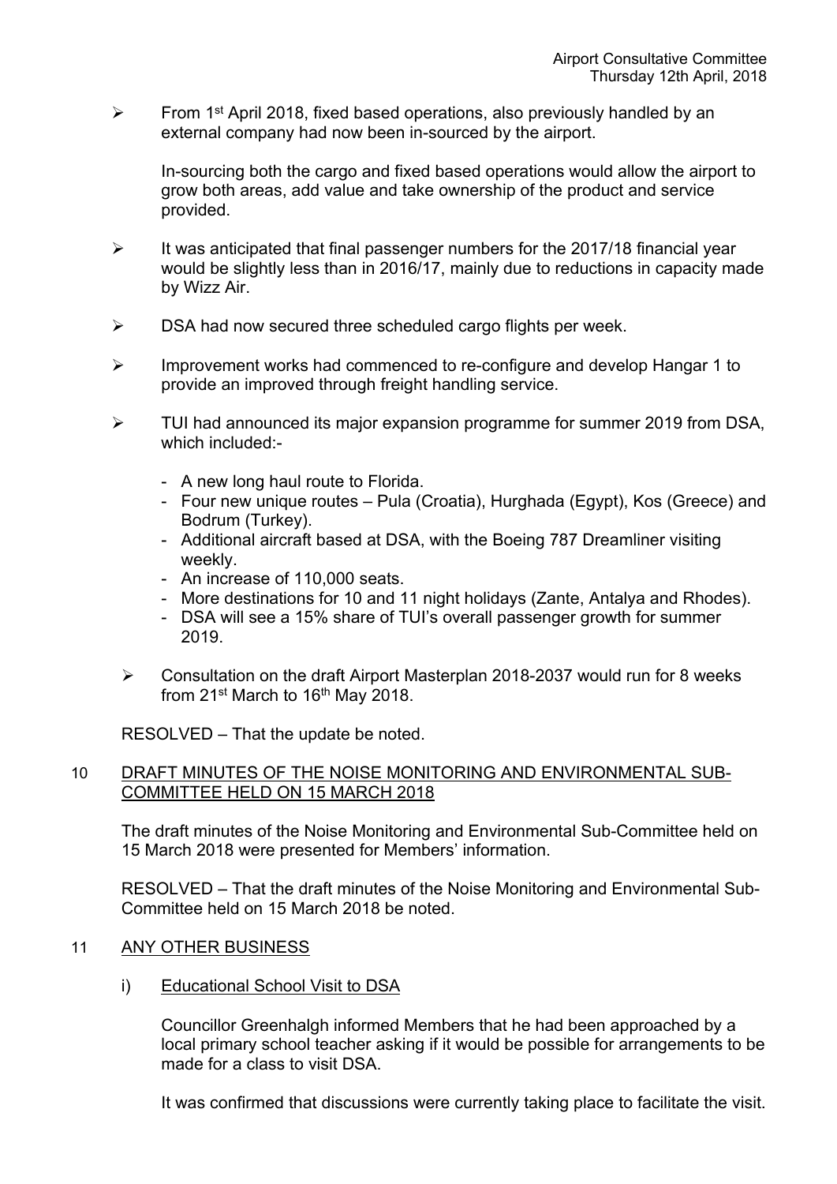- From 1st April 2018, fixed based operations, also previously handled by an external company had now been in-sourced by the airport.

  In-sourcing both the cargo and fixed based operations would allow the airport to grow both areas, add value and take ownership of the product and service provided.

- It was anticipated that final passenger numbers for the 2017/18 financial year would be slightly less than in 2016/17, mainly due to reductions in capacity made by Wizz Air.

- DSA had now secured three scheduled cargo flights per week.

- Improvement works had commenced to re-configure and develop Hangar 1 to provide an improved through freight handling service.

- TUI had announced its major expansion programme for summer 2019 from DSA, which included:-

  - A new long haul route to Florida.
  - Four new unique routes – Pula (Croatia), Hurghada (Egypt), Kos (Greece) and Bodrum (Turkey).
  - Additional aircraft based at DSA, with the Boeing 787 Dreamliner visiting weekly.
  - An increase of 110,000 seats.
  - More destinations for 10 and 11 night holidays (Zante, Antalya and Rhodes).
  - DSA will see a 15% share of TUI's overall passenger growth for summer 2019.

- Consultation on the draft Airport Masterplan 2018-2037 would run for 8 weeks from 21st March to 16th May 2018.

RESOLVED – That the update be noted.

## 10 DRAFT MINUTES OF THE NOISE MONITORING AND ENVIRONMENTAL SUB-COMMITTEE HELD ON 15 MARCH 2018

The draft minutes of the Noise Monitoring and Environmental Sub-Committee held on 15 March 2018 were presented for Members' information.

RESOLVED – That the draft minutes of the Noise Monitoring and Environmental Sub-Committee held on 15 March 2018 be noted.

## 11 ANY OTHER BUSINESS

### i) Educational School Visit to DSA

Councillor Greenhalgh informed Members that he had been approached by a local primary school teacher asking if it would be possible for arrangements to be made for a class to visit DSA.

It was confirmed that discussions were currently taking place to facilitate the visit.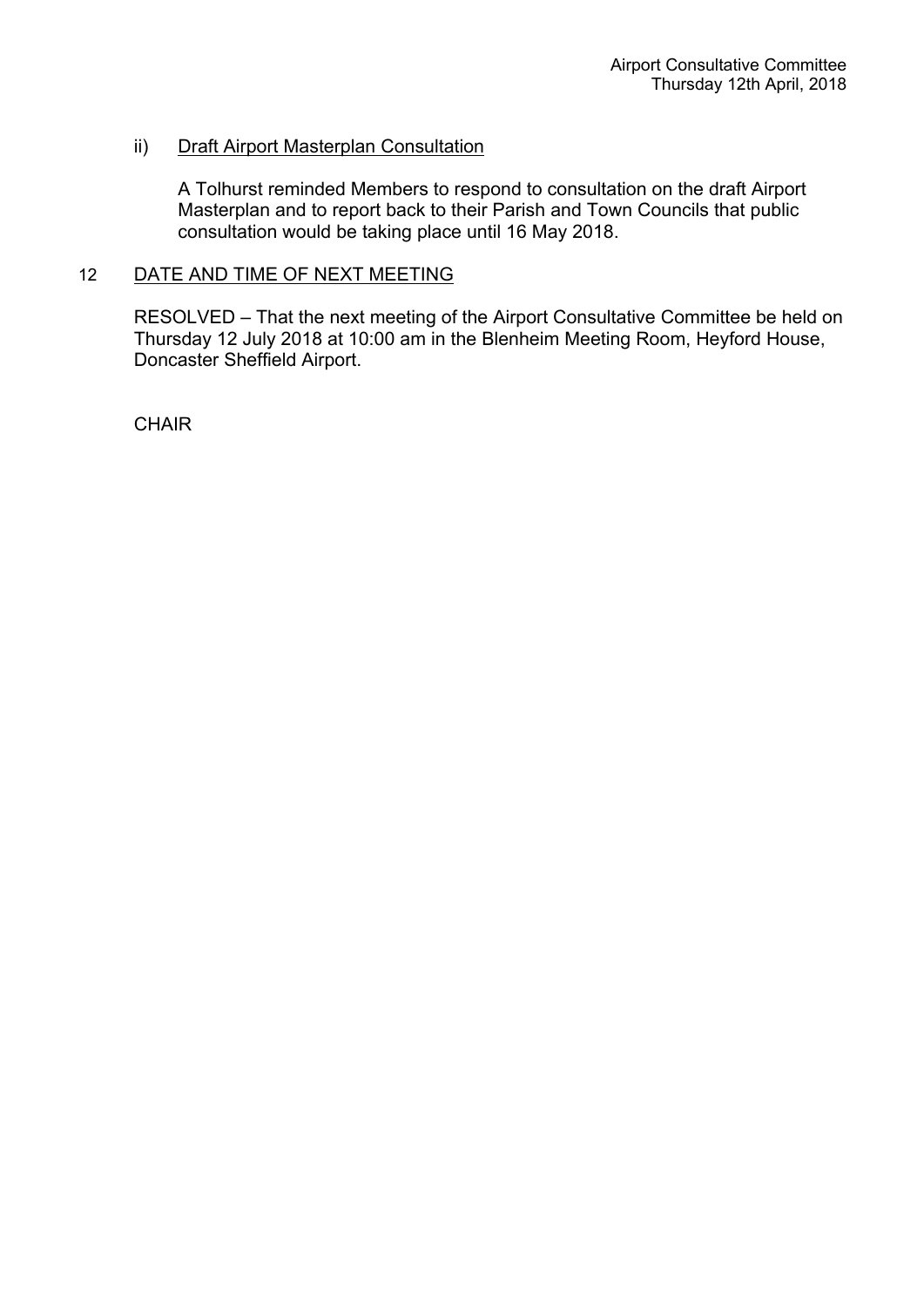ii) <u>Draft Airport Masterplan Consultation</u>

A Tolhurst reminded Members to respond to consultation on the draft Airport Masterplan and to report back to their Parish and Town Councils that public consultation would be taking place until 16 May 2018.

## 12 DATE AND TIME OF NEXT MEETING

RESOLVED – That the next meeting of the Airport Consultative Committee be held on Thursday 12 July 2018 at 10:00 am in the Blenheim Meeting Room, Heyford House, Doncaster Sheffield Airport.

CHAIR